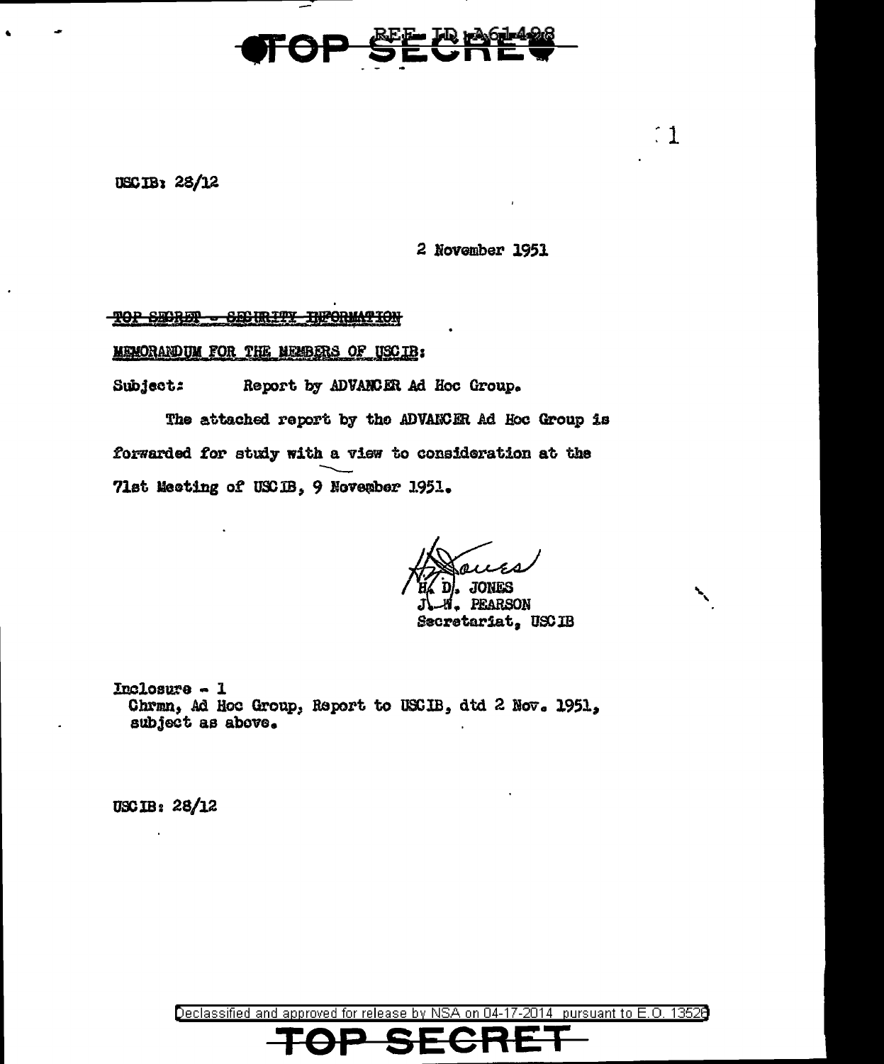TOP SECRET

REF ID:A61498

USCIB: 28/12

2 November 1951

~~TOP SECRET - SECURITY INFORMATION~~

MEMORANDUM FOR THE MEMBERS OF USCIB:

Subject: Report by ADVANCER Ad Hoc Group.

The attached report by the ADVANCER Ad Hoc Group is forwarded for study with a view to consideration at the 71st Meeting of USCIB, 9 November 1951.

H. D. JONES
J. W. PEARSON
Secretariat, USCIB

Inclosure - 1
Chrmn, Ad Hoc Group, Report to USCIB, dtd 2 Nov. 1951, subject as above.

USCIB: 28/12

Declassified and approved for release by NSA on 04-17-2014 pursuant to E.O. 13526

TOP SECRET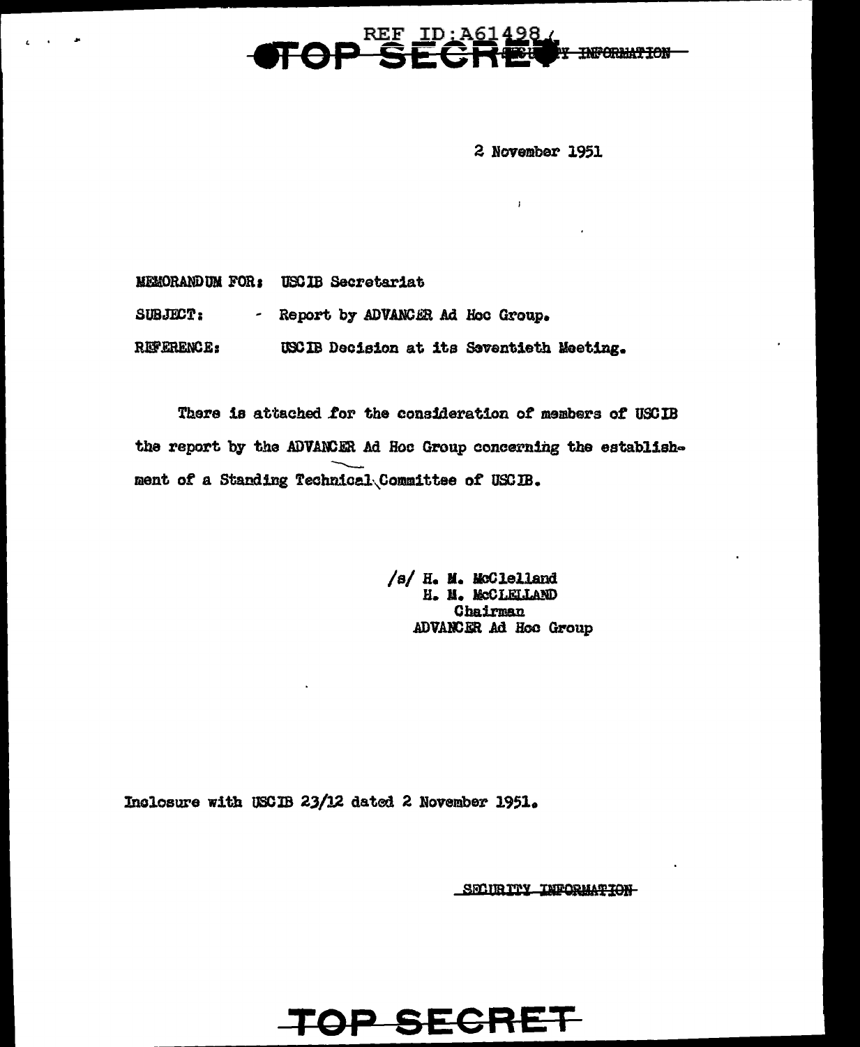REF ID:A61498

**TOP SECRET** SECURITY INFORMATION

2 November 1951

MEMORANDUM FOR: USCIB Secretariat

SUBJECT: - Report by ADVANCER Ad Hoc Group.

REFERENCE: USCIB Decision at its Seventieth Meeting.

There is attached for the consideration of members of USCIB the report by the ADVANCER Ad Hoc Group concerning the establishment of a Standing Technical Committee of USCIB.

/s/ H. M. McClelland  
H. M. McCLELLAND  
Chairman  
ADVANCER Ad Hoc Group

Inclosure with USCIB 23/12 dated 2 November 1951.

SECURITY INFORMATION

**TOP SECRET**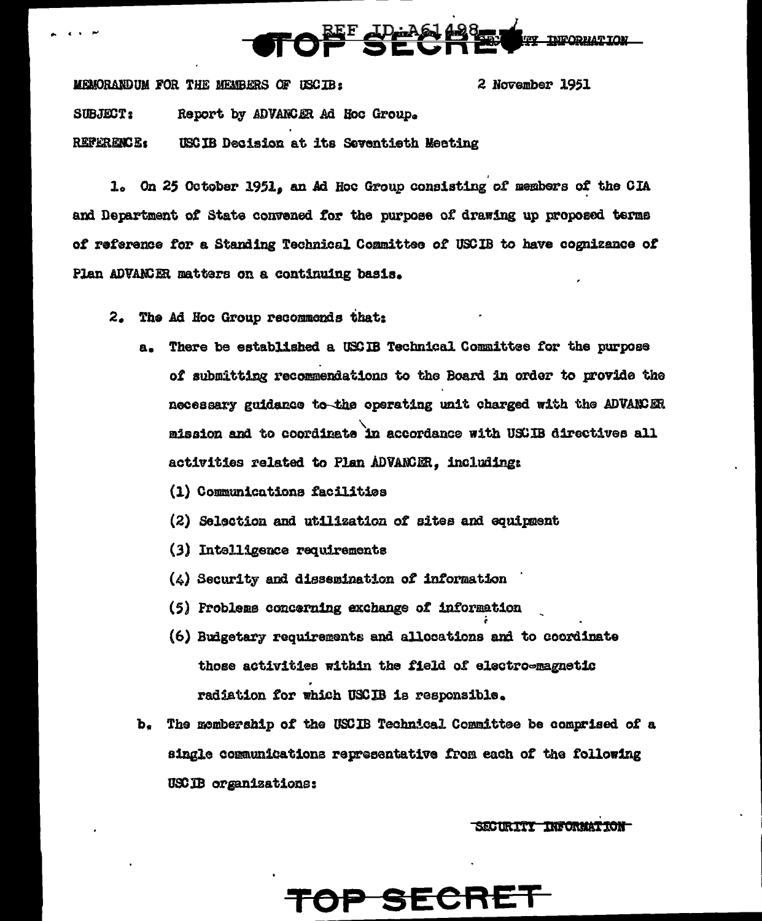MEMORANDUM FOR THE MEMBERS OF USCIB: 2 November 1951

SUBJECT: Report by ADVANCER Ad Hoc Group.

REFERENCE: USCIB Decision at its Seventieth Meeting

1. On 25 October 1951, an Ad Hoc Group consisting of members of the CIA and Department of State convened for the purpose of drawing up proposed terms of reference for a Standing Technical Committee of USCIB to have cognizance of Plan ADVANCER matters on a continuing basis.

2. The Ad Hoc Group recommends that:

   a. There be established a USCIB Technical Committee for the purpose of submitting recommendations to the Board in order to provide the necessary guidance to the operating unit charged with the ADVANCER mission and to coordinate in accordance with USCIB directives all activities related to Plan ADVANCER, including:

      (1) Communications facilities

      (2) Selection and utilization of sites and equipment

      (3) Intelligence requirements

      (4) Security and dissemination of information

      (5) Problems concerning exchange of information

      (6) Budgetary requirements and allocations and to coordinate those activities within the field of electro-magnetic radiation for which USCIB is responsible.

   b. The membership of the USCIB Technical Committee be comprised of a single communications representative from each of the following USCIB organizations: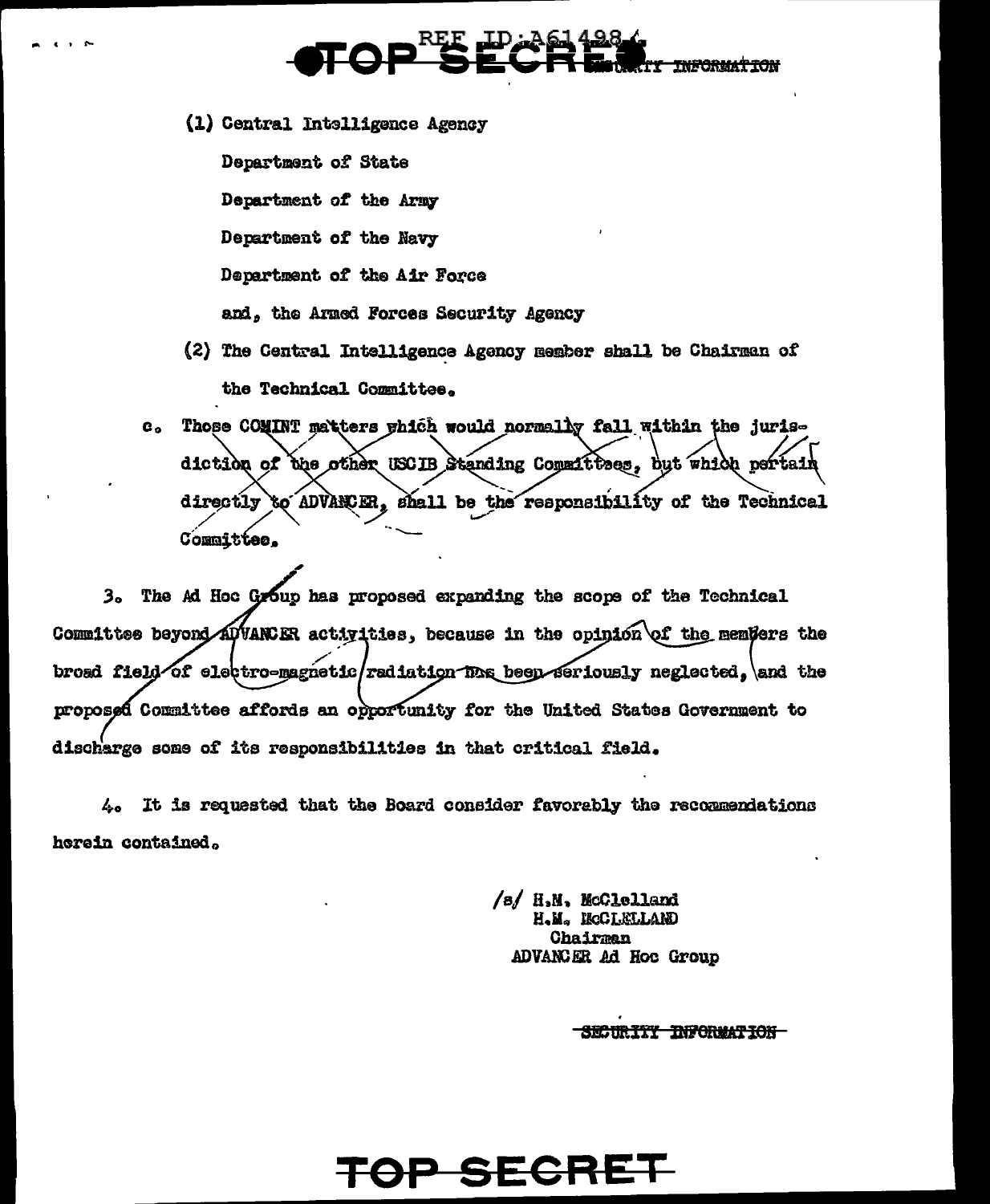(1) Central Intelligence Agency

Department of State

Department of the Army

Department of the Navy

Department of the Air Force

and, the Armed Forces Security Agency

(2) The Central Intelligence Agency member shall be Chairman of the Technical Committee.

c. Those COMINT matters which would normally fall within the jurisdiction of the other USCIB Standing Committees, but which pertain directly to ADVANCER, shall be the responsibility of the Technical Committee.

3. The Ad Hoc Group has proposed expanding the scope of the Technical Committee beyond ADVANCER activities, because in the opinion of the members the broad field of electro-magnetic radiation has been seriously neglected, and the proposed Committee affords an opportunity for the United States Government to discharge some of its responsibilities in that critical field.

4. It is requested that the Board consider favorably the recommendations herein contained.

/s/ H.M. McClelland
H.M. McCLELLAND
Chairman
ADVANCER Ad Hoc Group